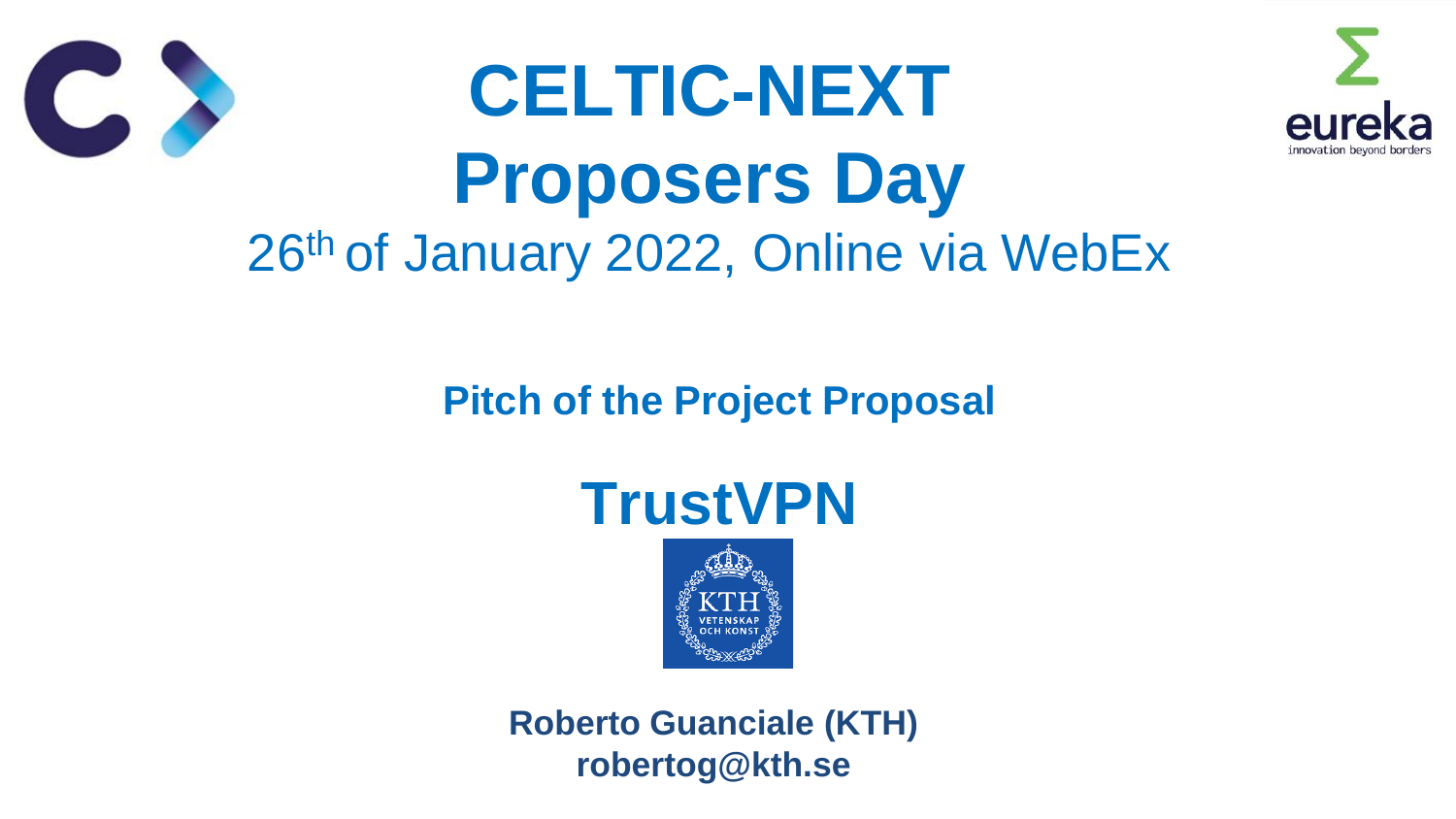# CELTIC-NEXT Proposers Day

26th of January 2022, Online via WebEx

**Pitch of the Project Proposal**

## TrustVPN

**Roberto Guanciale (KTH)**
**robertog@kth.se**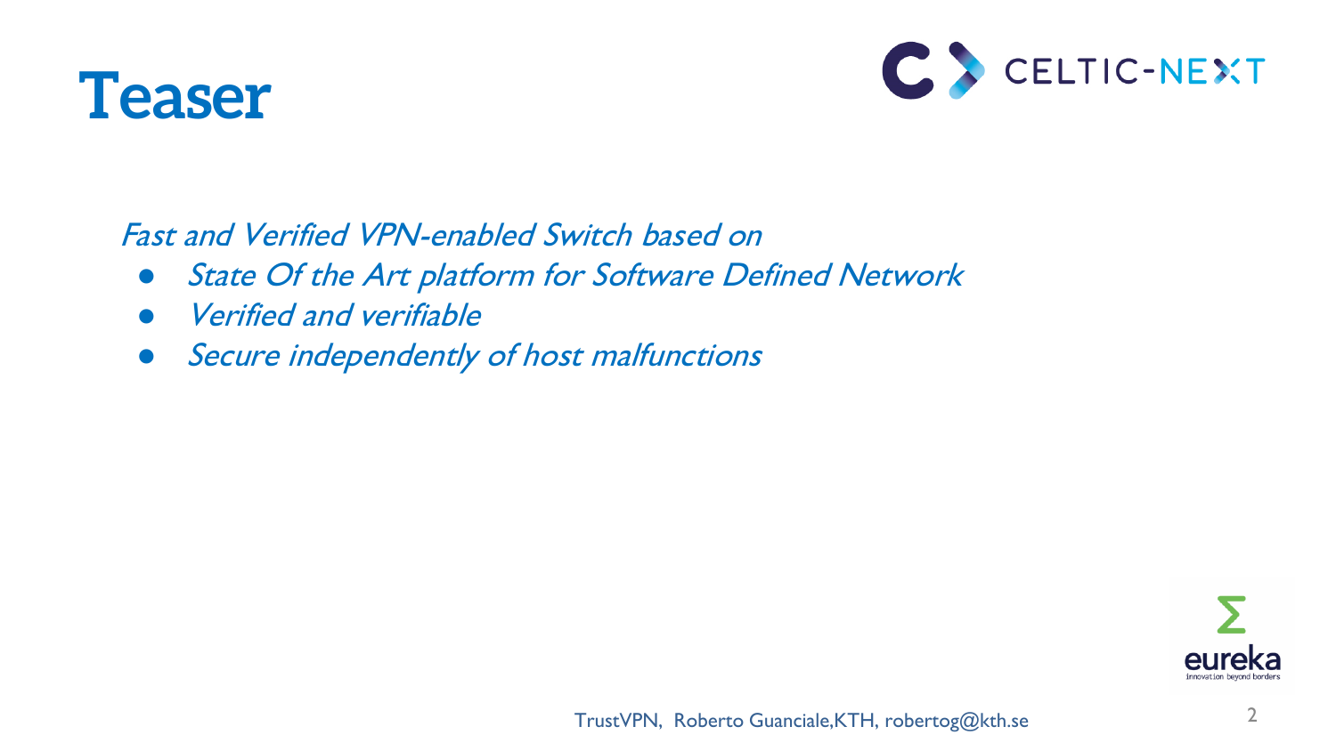# Teaser

*Fast and Verified VPN-enabled Switch based on*

- *State Of the Art platform for Software Defined Network*
- *Verified and verifiable*
- *Secure independently of host malfunctions*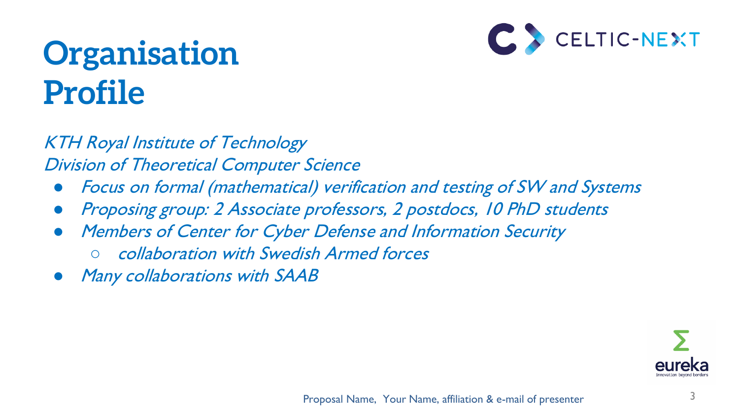# Organisation Profile

*KTH Royal Institute of Technology*
*Division of Theoretical Computer Science*

- *Focus on formal (mathematical) verification and testing of SW and Systems*
- *Proposing group: 2 Associate professors, 2 postdocs, 10 PhD students*
- *Members of Center for Cyber Defense and Information Security*
  - *collaboration with Swedish Armed forces*
- *Many collaborations with SAAB*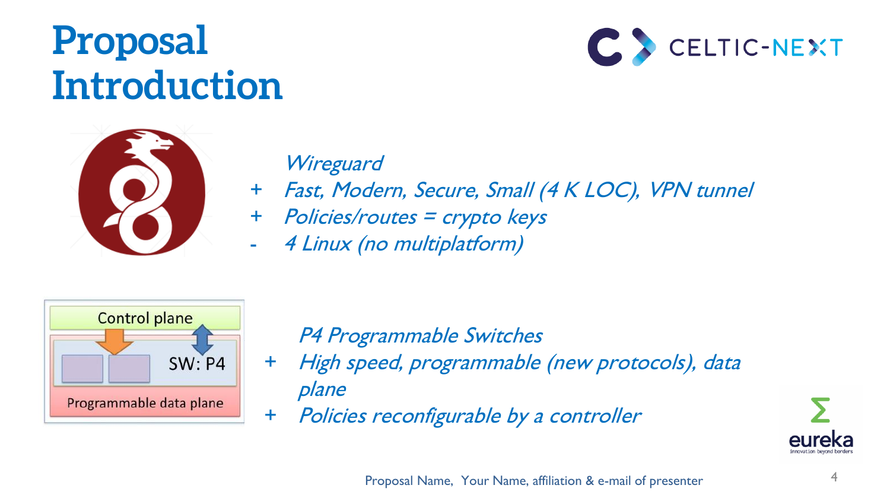# Proposal Introduction

*Wireguard*

- \+ *Fast, Modern, Secure, Small (4 K LOC), VPN tunnel*
- \+ *Policies/routes = crypto keys*
- \- *4 Linux (no multiplatform)*

Control plane

SW: P4

Programmable data plane

*P4 Programmable Switches*

- \+ *High speed, programmable (new protocols), data plane*
- \+ *Policies reconfigurable by a controller*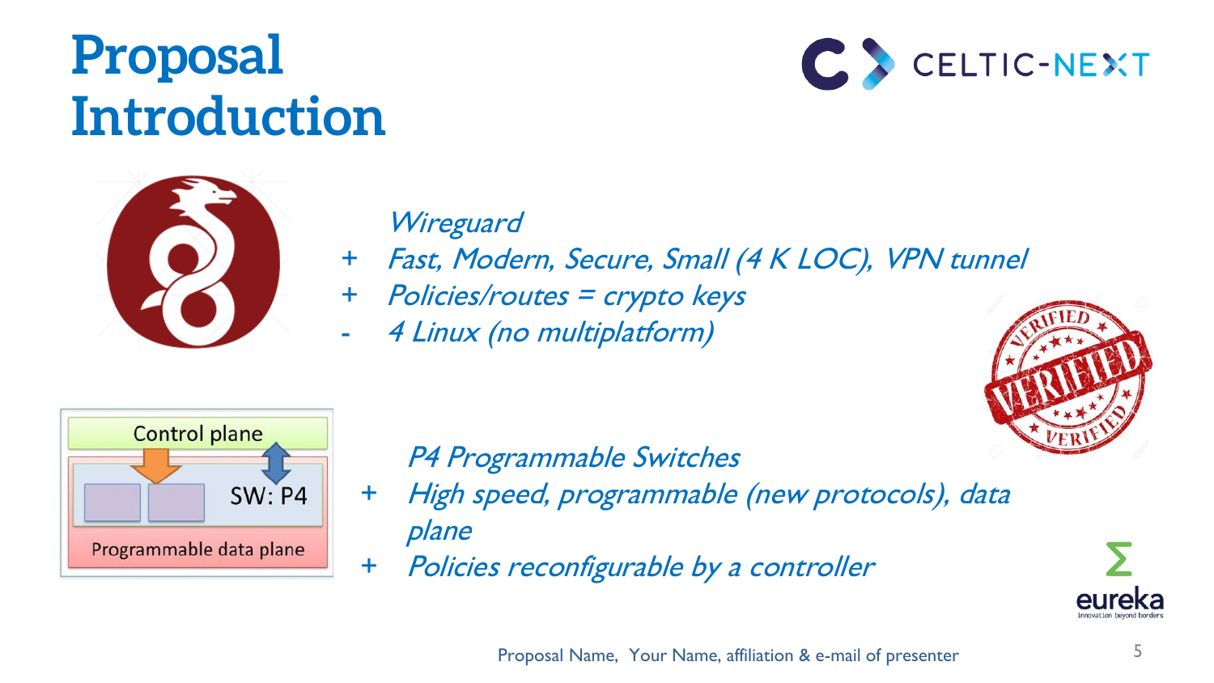# Proposal Introduction

*Wireguard*

- \+ *Fast, Modern, Secure, Small (4 K LOC), VPN tunnel*
- \+ *Policies/routes = crypto keys*
- \- *4 Linux (no multiplatform)*

Control plane

SW: P4

Programmable data plane

*P4 Programmable Switches*

- \+ *High speed, programmable (new protocols), data plane*
- \+ *Policies reconfigurable by a controller*

Proposal Name, Your Name, affiliation & e-mail of presenter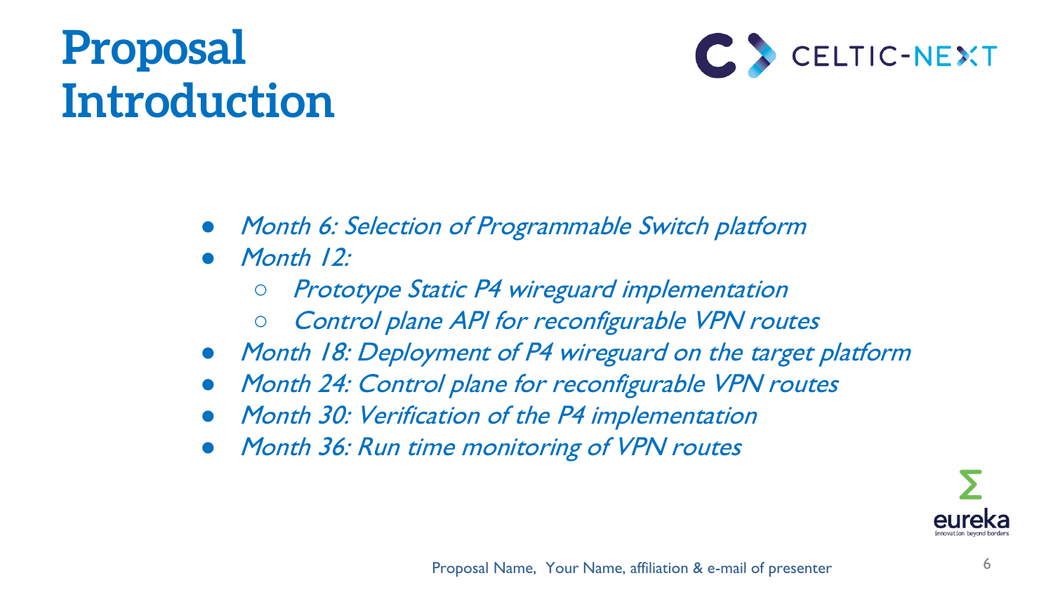# Proposal Introduction

- *Month 6: Selection of Programmable Switch platform*
- *Month 12:*
  - *Prototype Static P4 wireguard implementation*
  - *Control plane API for reconfigurable VPN routes*
- *Month 18: Deployment of P4 wireguard on the target platform*
- *Month 24: Control plane for reconfigurable VPN routes*
- *Month 30: Verification of the P4 implementation*
- *Month 36: Run time monitoring of VPN routes*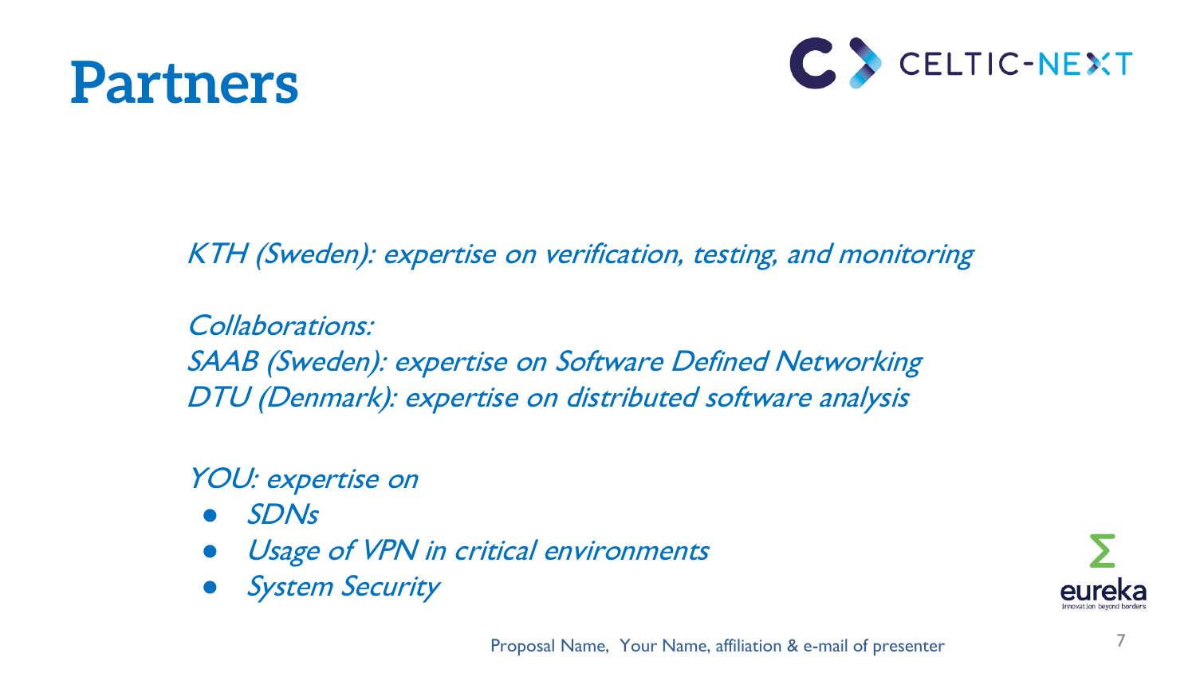# Partners

*KTH (Sweden): expertise on verification, testing, and monitoring*

*Collaborations:*
*SAAB (Sweden): expertise on Software Defined Networking*
*DTU (Denmark): expertise on distributed software analysis*

*YOU: expertise on*

- *SDNs*
- *Usage of VPN in critical environments*
- *System Security*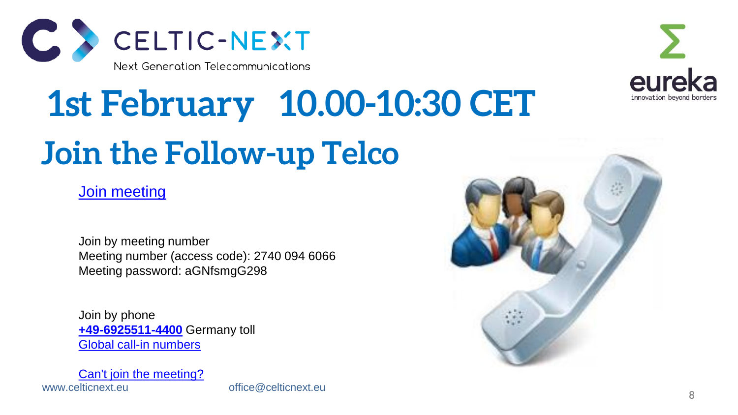CELTIC-NEXT

Next Generation Telecommunications

# 1st February 10.00-10:30 CET

# Join the Follow-up Telco

Join meeting

Join by meeting number
Meeting number (access code): 2740 094 6066
Meeting password: aGNfsmgG298

Join by phone
**+49-6925511-4400** Germany toll
Global call-in numbers

Can't join the meeting?

www.celticnext.eu office@celticnext.eu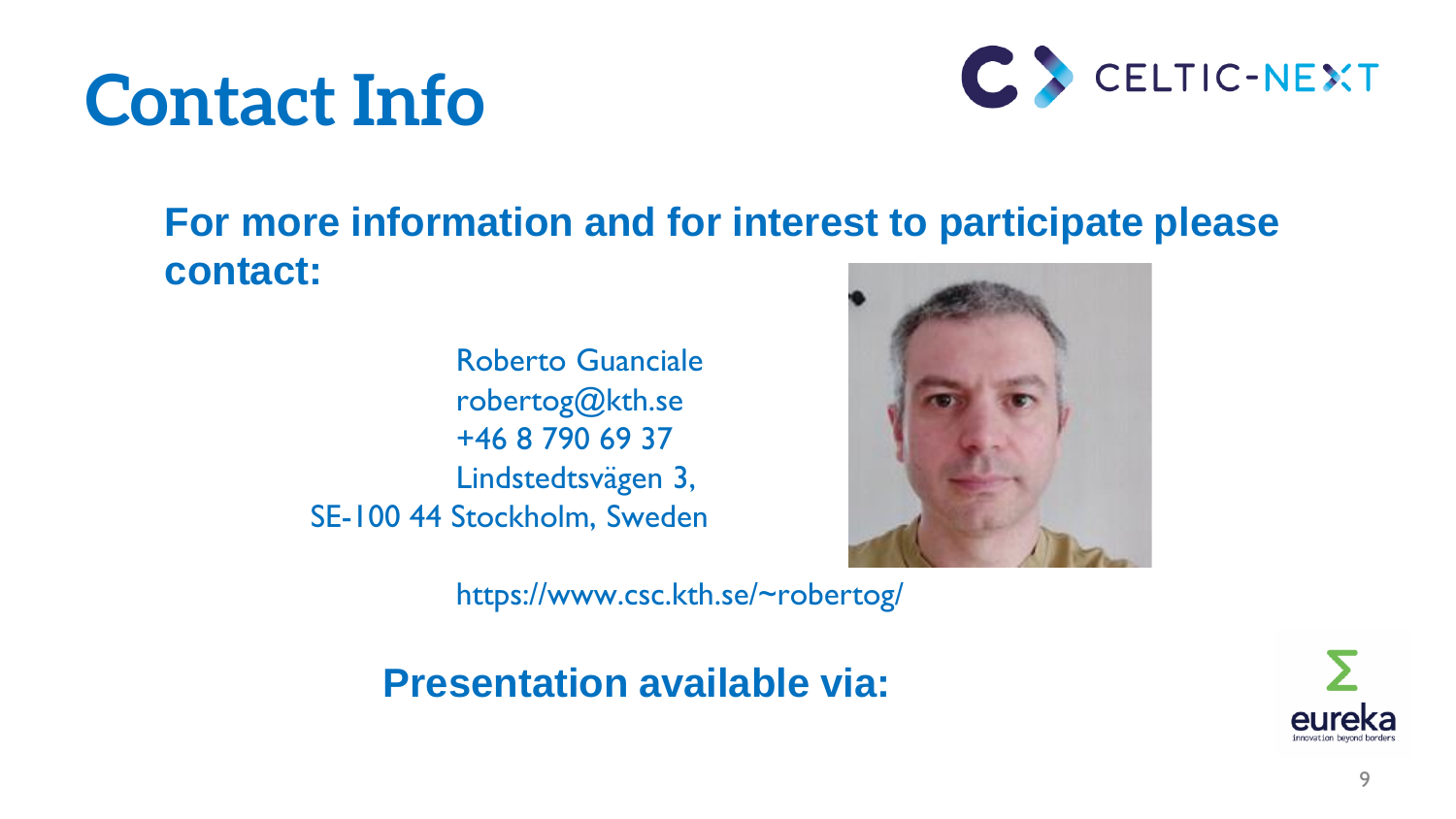# Contact Info

**For more information and for interest to participate please contact:**

Roberto Guanciale
robertog@kth.se
+46 8 790 69 37
Lindstedtsvägen 3,
SE-100 44 Stockholm, Sweden

https://www.csc.kth.se/~robertog/

**Presentation available via:**